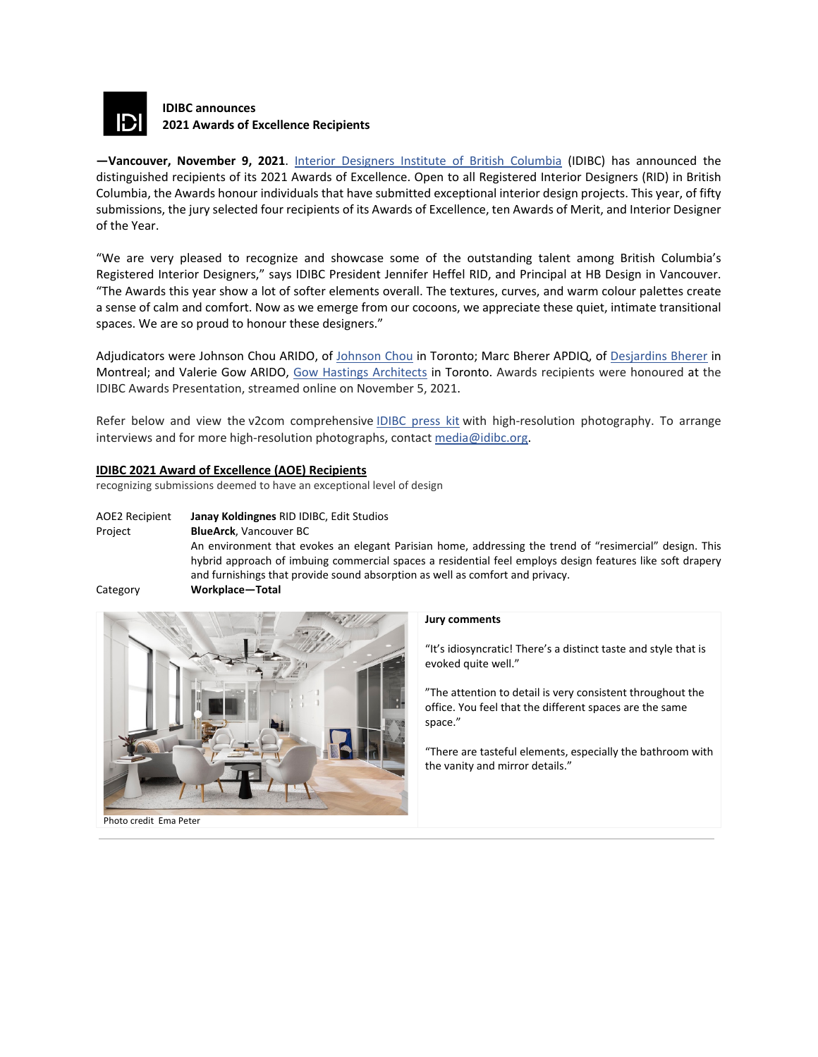**IDIBC announces**
**2021 Awards of Excellence Recipients**

**—Vancouver, November 9, 2021**. Interior Designers Institute of British Columbia (IDIBC) has announced the distinguished recipients of its 2021 Awards of Excellence. Open to all Registered Interior Designers (RID) in British Columbia, the Awards honour individuals that have submitted exceptional interior design projects. This year, of fifty submissions, the jury selected four recipients of its Awards of Excellence, ten Awards of Merit, and Interior Designer of the Year.

"We are very pleased to recognize and showcase some of the outstanding talent among British Columbia's Registered Interior Designers," says IDIBC President Jennifer Heffel RID, and Principal at HB Design in Vancouver. "The Awards this year show a lot of softer elements overall. The textures, curves, and warm colour palettes create a sense of calm and comfort. Now as we emerge from our cocoons, we appreciate these quiet, intimate transitional spaces. We are so proud to honour these designers."

Adjudicators were Johnson Chou ARIDO, of Johnson Chou in Toronto; Marc Bherer APDIQ, of Desjardins Bherer in Montreal; and Valerie Gow ARIDO, Gow Hastings Architects in Toronto. Awards recipients were honoured at the IDIBC Awards Presentation, streamed online on November 5, 2021.

Refer below and view the v2com comprehensive IDIBC press kit with high-resolution photography. To arrange interviews and for more high-resolution photographs, contact media@idibc.org.

## IDIBC 2021 Award of Excellence (AOE) Recipients

recognizing submissions deemed to have an exceptional level of design

AOE2 Recipient **Janay Koldingnes** RID IDIBC, Edit Studios

Project **BlueArck**, Vancouver BC

An environment that evokes an elegant Parisian home, addressing the trend of "resimercial" design. This hybrid approach of imbuing commercial spaces a residential feel employs design features like soft drapery and furnishings that provide sound absorption as well as comfort and privacy.

Category **Workplace—Total**

Photo credit Ema Peter

**Jury comments**

"It's idiosyncratic! There's a distinct taste and style that is evoked quite well."

"The attention to detail is very consistent throughout the office. You feel that the different spaces are the same space."

"There are tasteful elements, especially the bathroom with the vanity and mirror details."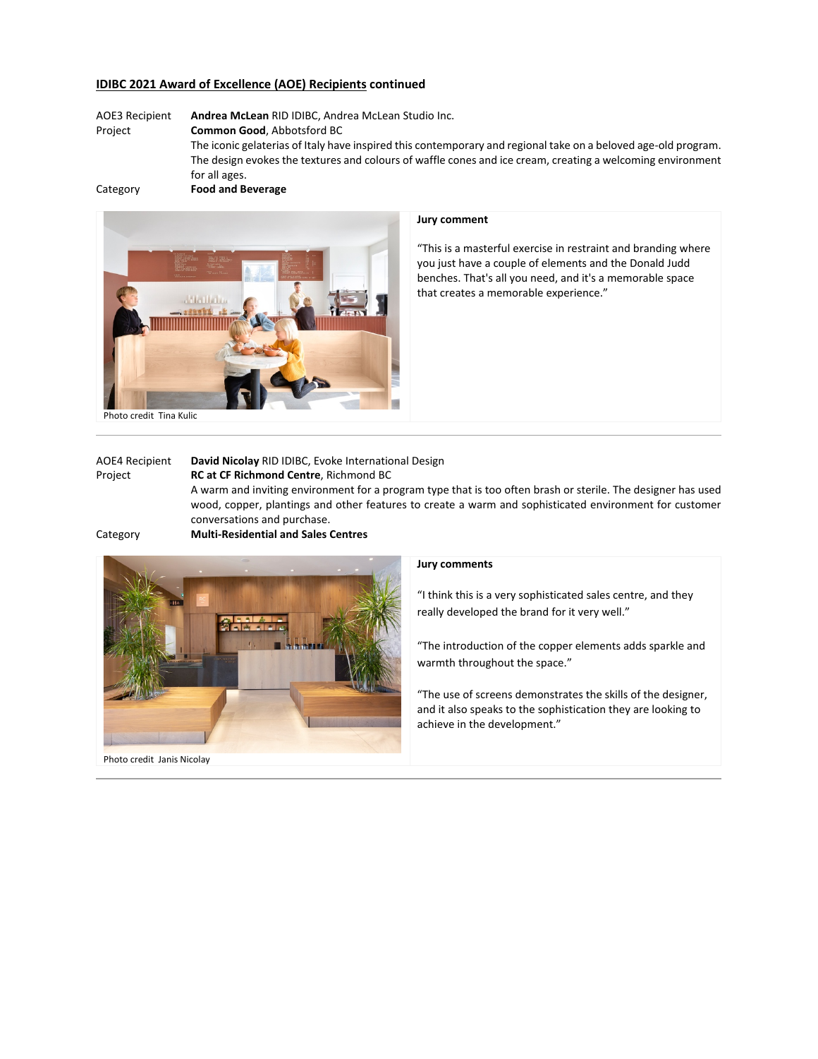**IDIBC 2021 Award of Excellence (AOE) Recipients continued**

AOE3 Recipient **Andrea McLean** RID IDIBC, Andrea McLean Studio Inc.

Project **Common Good**, Abbotsford BC

The iconic gelaterias of Italy have inspired this contemporary and regional take on a beloved age-old program. The design evokes the textures and colours of waffle cones and ice cream, creating a welcoming environment for all ages.

Category **Food and Beverage**

Photo credit Tina Kulic

**Jury comment**

"This is a masterful exercise in restraint and branding where you just have a couple of elements and the Donald Judd benches. That's all you need, and it's a memorable space that creates a memorable experience."

---

AOE4 Recipient **David Nicolay** RID IDIBC, Evoke International Design

Project **RC at CF Richmond Centre**, Richmond BC

A warm and inviting environment for a program type that is too often brash or sterile. The designer has used wood, copper, plantings and other features to create a warm and sophisticated environment for customer conversations and purchase.

Category **Multi-Residential and Sales Centres**

Photo credit Janis Nicolay

**Jury comments**

"I think this is a very sophisticated sales centre, and they really developed the brand for it very well."

"The introduction of the copper elements adds sparkle and warmth throughout the space."

"The use of screens demonstrates the skills of the designer, and it also speaks to the sophistication they are looking to achieve in the development."

---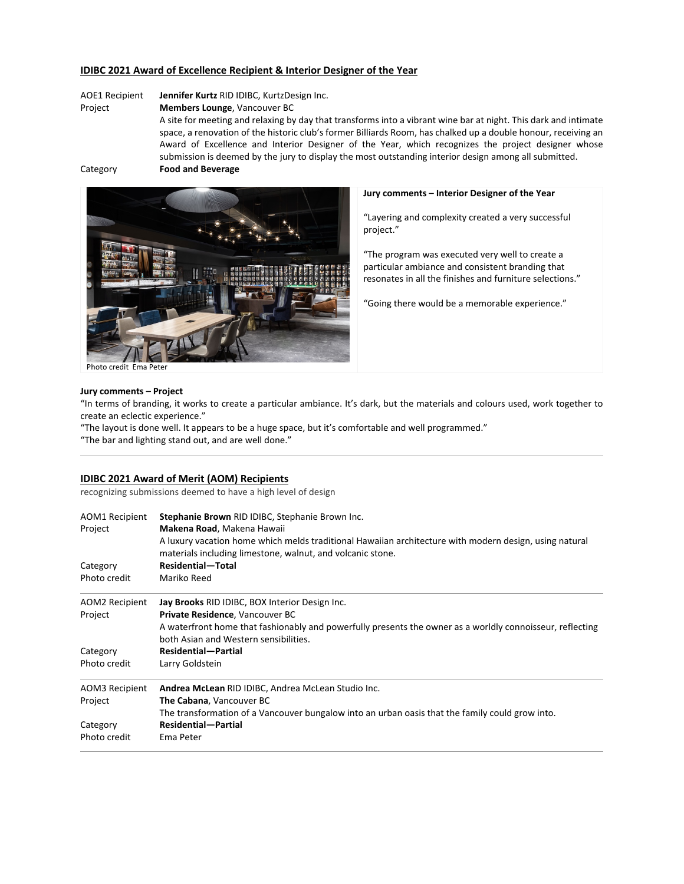## IDIBC 2021 Award of Excellence Recipient & Interior Designer of the Year

| | |
|---|---|
| AOE1 Recipient | **Jennifer Kurtz** RID IDIBC, KurtzDesign Inc. |
| Project | **Members Lounge**, Vancouver BC<br>A site for meeting and relaxing by day that transforms into a vibrant wine bar at night. This dark and intimate space, a renovation of the historic club's former Billiards Room, has chalked up a double honour, receiving an Award of Excellence and Interior Designer of the Year, which recognizes the project designer whose submission is deemed by the jury to display the most outstanding interior design among all submitted. |
| Category | **Food and Beverage** |

Photo credit Ema Peter

**Jury comments – Interior Designer of the Year**

"Layering and complexity created a very successful project."

"The program was executed very well to create a particular ambiance and consistent branding that resonates in all the finishes and furniture selections."

"Going there would be a memorable experience."

**Jury comments – Project**

"In terms of branding, it works to create a particular ambiance. It's dark, but the materials and colours used, work together to create an eclectic experience."

"The layout is done well. It appears to be a huge space, but it's comfortable and well programmed."

"The bar and lighting stand out, and are well done."

---

## IDIBC 2021 Award of Merit (AOM) Recipients

recognizing submissions deemed to have a high level of design

| | |
|---|---|
| AOM1 Recipient | **Stephanie Brown** RID IDIBC, Stephanie Brown Inc. |
| Project | **Makena Road**, Makena Hawaii<br>A luxury vacation home which melds traditional Hawaiian architecture with modern design, using natural materials including limestone, walnut, and volcanic stone. |
| Category | **Residential—Total** |
| Photo credit | Mariko Reed |

| | |
|---|---|
| AOM2 Recipient | **Jay Brooks** RID IDIBC, BOX Interior Design Inc. |
| Project | **Private Residence**, Vancouver BC<br>A waterfront home that fashionably and powerfully presents the owner as a worldly connoisseur, reflecting both Asian and Western sensibilities. |
| Category | **Residential—Partial** |
| Photo credit | Larry Goldstein |

| | |
|---|---|
| AOM3 Recipient | **Andrea McLean** RID IDIBC, Andrea McLean Studio Inc. |
| Project | **The Cabana**, Vancouver BC<br>The transformation of a Vancouver bungalow into an urban oasis that the family could grow into. |
| Category | **Residential—Partial** |
| Photo credit | Ema Peter |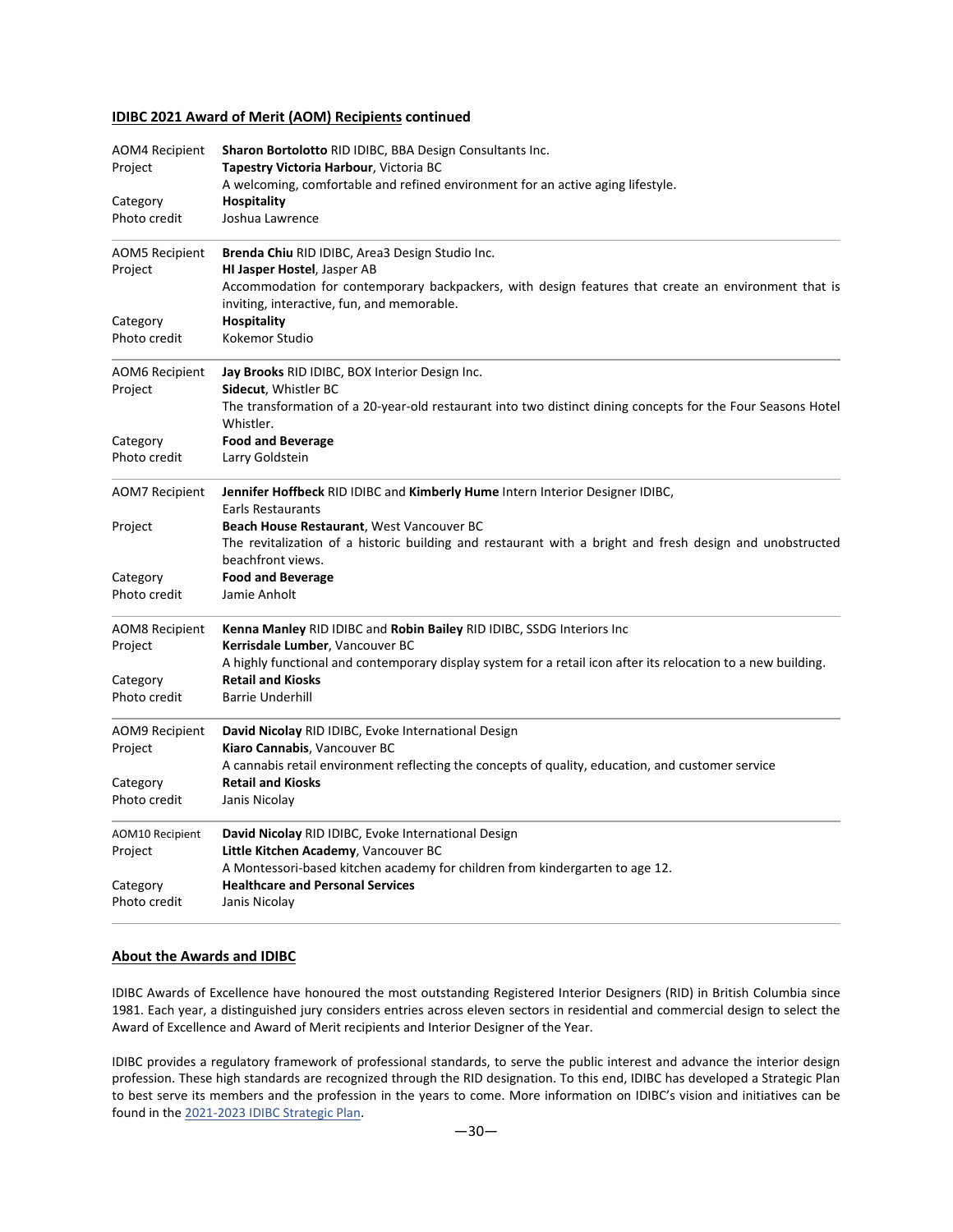**IDIBC 2021 Award of Merit (AOM) Recipients continued**

| | |
|---|---|
| AOM4 Recipient | **Sharon Bortolotto** RID IDIBC, BBA Design Consultants Inc. |
| Project | **Tapestry Victoria Harbour**, Victoria BC<br>A welcoming, comfortable and refined environment for an active aging lifestyle. |
| Category | **Hospitality** |
| Photo credit | Joshua Lawrence |
| AOM5 Recipient | **Brenda Chiu** RID IDIBC, Area3 Design Studio Inc. |
| Project | **HI Jasper Hostel**, Jasper AB<br>Accommodation for contemporary backpackers, with design features that create an environment that is inviting, interactive, fun, and memorable. |
| Category | **Hospitality** |
| Photo credit | Kokemor Studio |
| AOM6 Recipient | **Jay Brooks** RID IDIBC, BOX Interior Design Inc. |
| Project | **Sidecut**, Whistler BC<br>The transformation of a 20-year-old restaurant into two distinct dining concepts for the Four Seasons Hotel Whistler. |
| Category | **Food and Beverage** |
| Photo credit | Larry Goldstein |
| AOM7 Recipient | **Jennifer Hoffbeck** RID IDIBC and **Kimberly Hume** Intern Interior Designer IDIBC, Earls Restaurants |
| Project | **Beach House Restaurant**, West Vancouver BC<br>The revitalization of a historic building and restaurant with a bright and fresh design and unobstructed beachfront views. |
| Category | **Food and Beverage** |
| Photo credit | Jamie Anholt |
| AOM8 Recipient | **Kenna Manley** RID IDIBC and **Robin Bailey** RID IDIBC, SSDG Interiors Inc |
| Project | **Kerrisdale Lumber**, Vancouver BC<br>A highly functional and contemporary display system for a retail icon after its relocation to a new building. |
| Category | **Retail and Kiosks** |
| Photo credit | Barrie Underhill |
| AOM9 Recipient | **David Nicolay** RID IDIBC, Evoke International Design |
| Project | **Kiaro Cannabis**, Vancouver BC<br>A cannabis retail environment reflecting the concepts of quality, education, and customer service |
| Category | **Retail and Kiosks** |
| Photo credit | Janis Nicolay |
| AOM10 Recipient | **David Nicolay** RID IDIBC, Evoke International Design |
| Project | **Little Kitchen Academy**, Vancouver BC<br>A Montessori-based kitchen academy for children from kindergarten to age 12. |
| Category | **Healthcare and Personal Services** |
| Photo credit | Janis Nicolay |

**About the Awards and IDIBC**

IDIBC Awards of Excellence have honoured the most outstanding Registered Interior Designers (RID) in British Columbia since 1981. Each year, a distinguished jury considers entries across eleven sectors in residential and commercial design to select the Award of Excellence and Award of Merit recipients and Interior Designer of the Year.

IDIBC provides a regulatory framework of professional standards, to serve the public interest and advance the interior design profession. These high standards are recognized through the RID designation. To this end, IDIBC has developed a Strategic Plan to best serve its members and the profession in the years to come. More information on IDIBC's vision and initiatives can be found in the 2021-2023 IDIBC Strategic Plan.